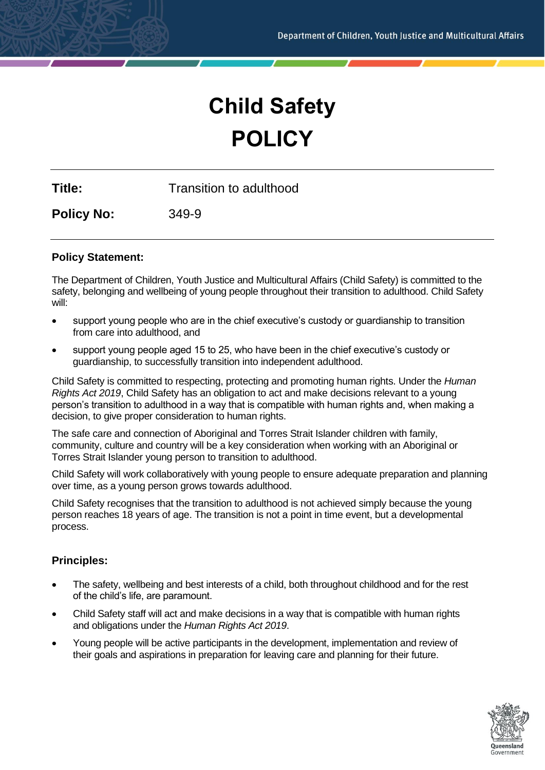# Child Safety POLICY

**Title:** Transition to adulthood

**Policy No:** 349-9

---

### Policy Statement:

The Department of Children, Youth Justice and Multicultural Affairs (Child Safety) is committed to the safety, belonging and wellbeing of young people throughout their transition to adulthood. Child Safety will:

- support young people who are in the chief executive's custody or guardianship to transition from care into adulthood, and
- support young people aged 15 to 25, who have been in the chief executive's custody or guardianship, to successfully transition into independent adulthood.

Child Safety is committed to respecting, protecting and promoting human rights. Under the *Human Rights Act 2019*, Child Safety has an obligation to act and make decisions relevant to a young person's transition to adulthood in a way that is compatible with human rights and, when making a decision, to give proper consideration to human rights.

The safe care and connection of Aboriginal and Torres Strait Islander children with family, community, culture and country will be a key consideration when working with an Aboriginal or Torres Strait Islander young person to transition to adulthood.

Child Safety will work collaboratively with young people to ensure adequate preparation and planning over time, as a young person grows towards adulthood.

Child Safety recognises that the transition to adulthood is not achieved simply because the young person reaches 18 years of age. The transition is not a point in time event, but a developmental process.

### Principles:

- The safety, wellbeing and best interests of a child, both throughout childhood and for the rest of the child's life, are paramount.
- Child Safety staff will act and make decisions in a way that is compatible with human rights and obligations under the *Human Rights Act 2019*.
- Young people will be active participants in the development, implementation and review of their goals and aspirations in preparation for leaving care and planning for their future.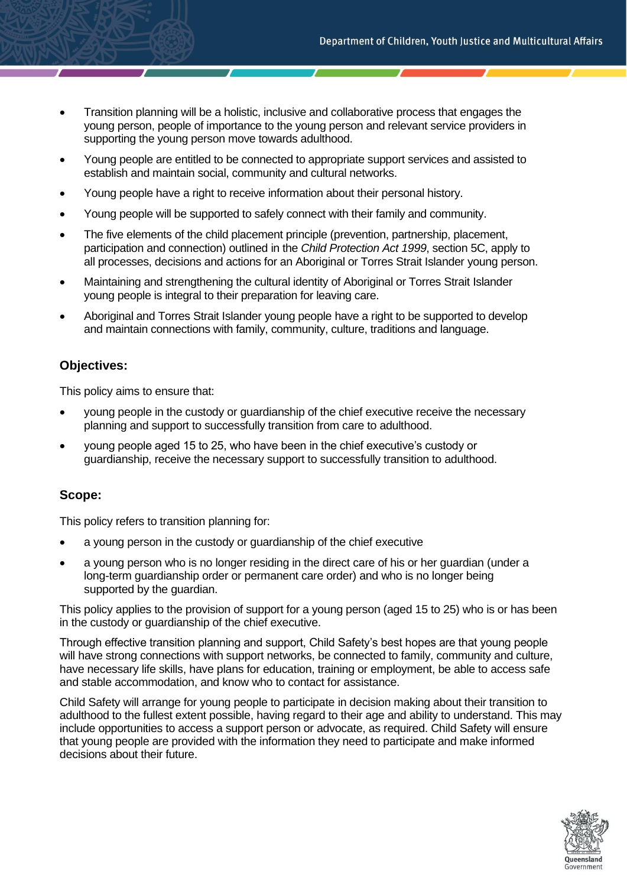- Transition planning will be a holistic, inclusive and collaborative process that engages the young person, people of importance to the young person and relevant service providers in supporting the young person move towards adulthood.
- Young people are entitled to be connected to appropriate support services and assisted to establish and maintain social, community and cultural networks.
- Young people have a right to receive information about their personal history.
- Young people will be supported to safely connect with their family and community.
- The five elements of the child placement principle (prevention, partnership, placement, participation and connection) outlined in the *Child Protection Act 1999*, section 5C, apply to all processes, decisions and actions for an Aboriginal or Torres Strait Islander young person.
- Maintaining and strengthening the cultural identity of Aboriginal or Torres Strait Islander young people is integral to their preparation for leaving care.
- Aboriginal and Torres Strait Islander young people have a right to be supported to develop and maintain connections with family, community, culture, traditions and language.

### Objectives:

This policy aims to ensure that:

- young people in the custody or guardianship of the chief executive receive the necessary planning and support to successfully transition from care to adulthood.
- young people aged 15 to 25, who have been in the chief executive's custody or guardianship, receive the necessary support to successfully transition to adulthood.

### Scope:

This policy refers to transition planning for:

- a young person in the custody or guardianship of the chief executive
- a young person who is no longer residing in the direct care of his or her guardian (under a long-term guardianship order or permanent care order) and who is no longer being supported by the guardian.

This policy applies to the provision of support for a young person (aged 15 to 25) who is or has been in the custody or guardianship of the chief executive.

Through effective transition planning and support, Child Safety's best hopes are that young people will have strong connections with support networks, be connected to family, community and culture, have necessary life skills, have plans for education, training or employment, be able to access safe and stable accommodation, and know who to contact for assistance.

Child Safety will arrange for young people to participate in decision making about their transition to adulthood to the fullest extent possible, having regard to their age and ability to understand. This may include opportunities to access a support person or advocate, as required. Child Safety will ensure that young people are provided with the information they need to participate and make informed decisions about their future.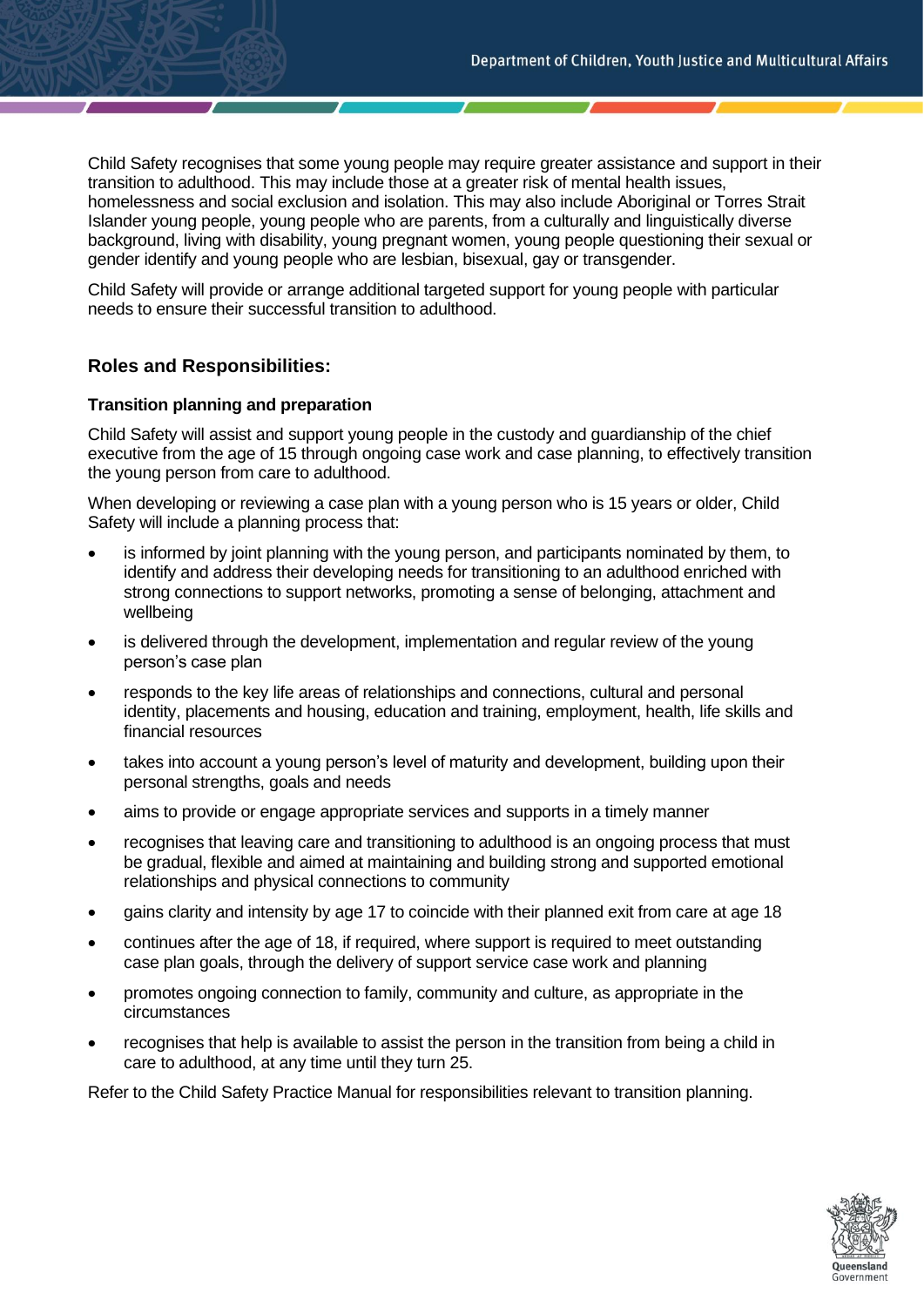Child Safety recognises that some young people may require greater assistance and support in their transition to adulthood. This may include those at a greater risk of mental health issues, homelessness and social exclusion and isolation. This may also include Aboriginal or Torres Strait Islander young people, young people who are parents, from a culturally and linguistically diverse background, living with disability, young pregnant women, young people questioning their sexual or gender identify and young people who are lesbian, bisexual, gay or transgender.

Child Safety will provide or arrange additional targeted support for young people with particular needs to ensure their successful transition to adulthood.

## Roles and Responsibilities:

### Transition planning and preparation

Child Safety will assist and support young people in the custody and guardianship of the chief executive from the age of 15 through ongoing case work and case planning, to effectively transition the young person from care to adulthood.

When developing or reviewing a case plan with a young person who is 15 years or older, Child Safety will include a planning process that:

- is informed by joint planning with the young person, and participants nominated by them, to identify and address their developing needs for transitioning to an adulthood enriched with strong connections to support networks, promoting a sense of belonging, attachment and wellbeing
- is delivered through the development, implementation and regular review of the young person's case plan
- responds to the key life areas of relationships and connections, cultural and personal identity, placements and housing, education and training, employment, health, life skills and financial resources
- takes into account a young person's level of maturity and development, building upon their personal strengths, goals and needs
- aims to provide or engage appropriate services and supports in a timely manner
- recognises that leaving care and transitioning to adulthood is an ongoing process that must be gradual, flexible and aimed at maintaining and building strong and supported emotional relationships and physical connections to community
- gains clarity and intensity by age 17 to coincide with their planned exit from care at age 18
- continues after the age of 18, if required, where support is required to meet outstanding case plan goals, through the delivery of support service case work and planning
- promotes ongoing connection to family, community and culture, as appropriate in the circumstances
- recognises that help is available to assist the person in the transition from being a child in care to adulthood, at any time until they turn 25.

Refer to the Child Safety Practice Manual for responsibilities relevant to transition planning.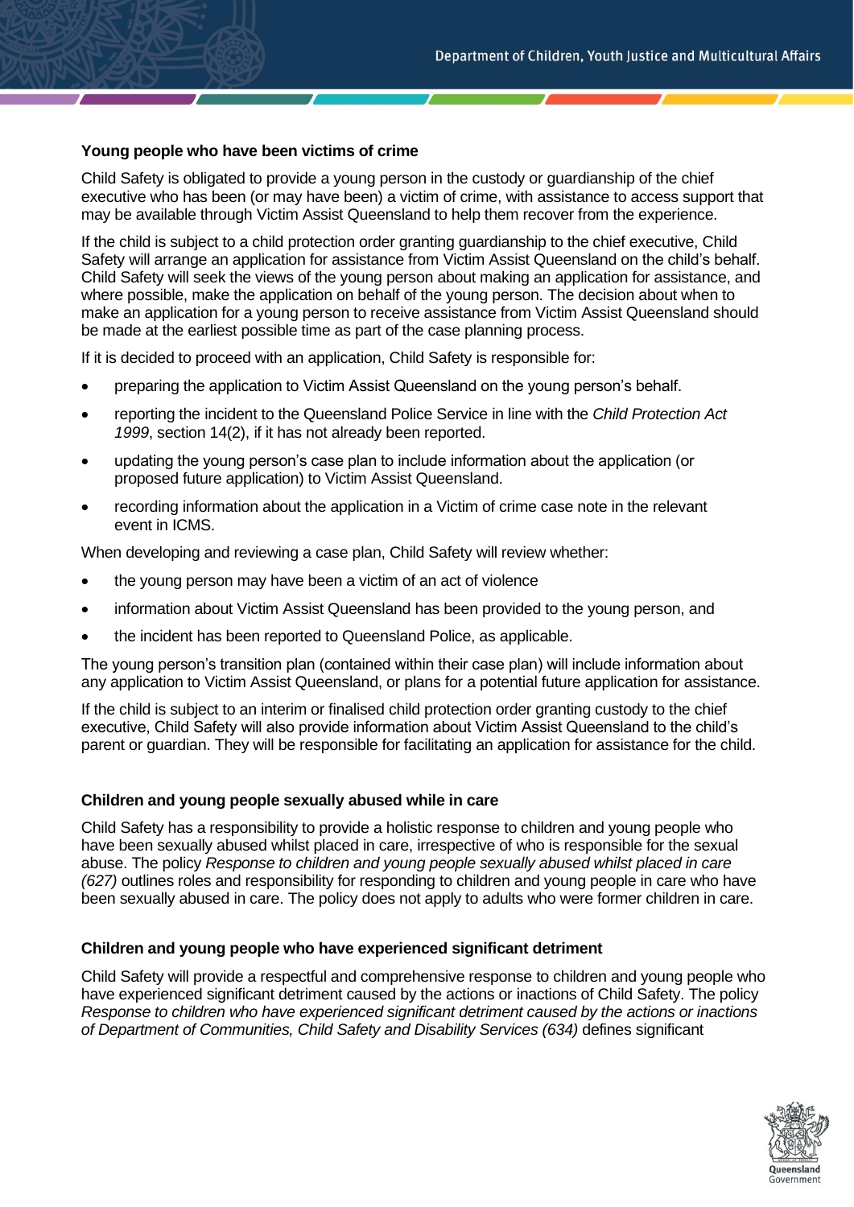### Young people who have been victims of crime

Child Safety is obligated to provide a young person in the custody or guardianship of the chief executive who has been (or may have been) a victim of crime, with assistance to access support that may be available through Victim Assist Queensland to help them recover from the experience.

If the child is subject to a child protection order granting guardianship to the chief executive, Child Safety will arrange an application for assistance from Victim Assist Queensland on the child's behalf. Child Safety will seek the views of the young person about making an application for assistance, and where possible, make the application on behalf of the young person. The decision about when to make an application for a young person to receive assistance from Victim Assist Queensland should be made at the earliest possible time as part of the case planning process.

If it is decided to proceed with an application, Child Safety is responsible for:

- preparing the application to Victim Assist Queensland on the young person's behalf.
- reporting the incident to the Queensland Police Service in line with the *Child Protection Act 1999*, section 14(2), if it has not already been reported.
- updating the young person's case plan to include information about the application (or proposed future application) to Victim Assist Queensland.
- recording information about the application in a Victim of crime case note in the relevant event in ICMS.

When developing and reviewing a case plan, Child Safety will review whether:

- the young person may have been a victim of an act of violence
- information about Victim Assist Queensland has been provided to the young person, and
- the incident has been reported to Queensland Police, as applicable.

The young person's transition plan (contained within their case plan) will include information about any application to Victim Assist Queensland, or plans for a potential future application for assistance.

If the child is subject to an interim or finalised child protection order granting custody to the chief executive, Child Safety will also provide information about Victim Assist Queensland to the child's parent or guardian. They will be responsible for facilitating an application for assistance for the child.

### Children and young people sexually abused while in care

Child Safety has a responsibility to provide a holistic response to children and young people who have been sexually abused whilst placed in care, irrespective of who is responsible for the sexual abuse. The policy *Response to children and young people sexually abused whilst placed in care (627)* outlines roles and responsibility for responding to children and young people in care who have been sexually abused in care. The policy does not apply to adults who were former children in care.

### Children and young people who have experienced significant detriment

Child Safety will provide a respectful and comprehensive response to children and young people who have experienced significant detriment caused by the actions or inactions of Child Safety. The policy *Response to children who have experienced significant detriment caused by the actions or inactions of Department of Communities, Child Safety and Disability Services (634)* defines significant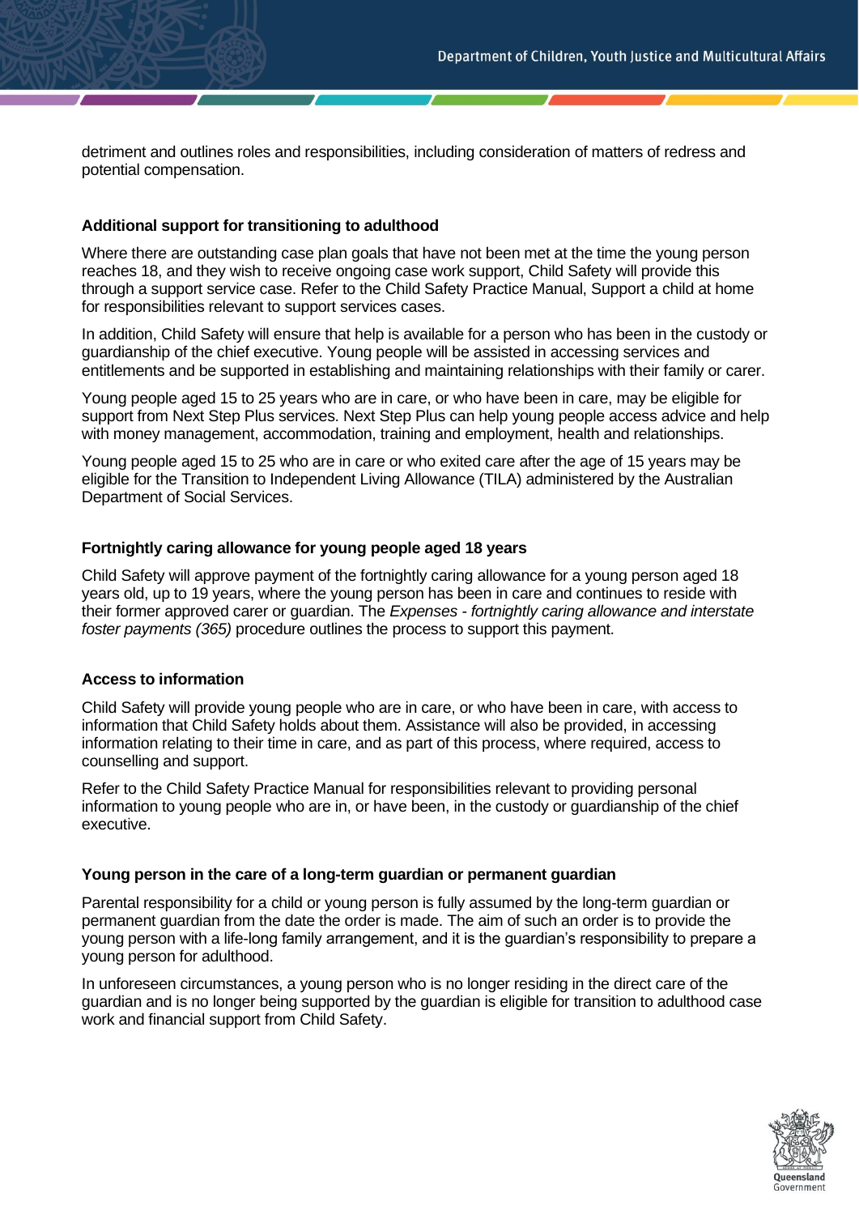detriment and outlines roles and responsibilities, including consideration of matters of redress and potential compensation.

### Additional support for transitioning to adulthood

Where there are outstanding case plan goals that have not been met at the time the young person reaches 18, and they wish to receive ongoing case work support, Child Safety will provide this through a support service case. Refer to the Child Safety Practice Manual, Support a child at home for responsibilities relevant to support services cases.

In addition, Child Safety will ensure that help is available for a person who has been in the custody or guardianship of the chief executive. Young people will be assisted in accessing services and entitlements and be supported in establishing and maintaining relationships with their family or carer.

Young people aged 15 to 25 years who are in care, or who have been in care, may be eligible for support from Next Step Plus services. Next Step Plus can help young people access advice and help with money management, accommodation, training and employment, health and relationships.

Young people aged 15 to 25 who are in care or who exited care after the age of 15 years may be eligible for the Transition to Independent Living Allowance (TILA) administered by the Australian Department of Social Services.

### Fortnightly caring allowance for young people aged 18 years

Child Safety will approve payment of the fortnightly caring allowance for a young person aged 18 years old, up to 19 years, where the young person has been in care and continues to reside with their former approved carer or guardian. The *Expenses - fortnightly caring allowance and interstate foster payments (365)* procedure outlines the process to support this payment.

### Access to information

Child Safety will provide young people who are in care, or who have been in care, with access to information that Child Safety holds about them. Assistance will also be provided, in accessing information relating to their time in care, and as part of this process, where required, access to counselling and support.

Refer to the Child Safety Practice Manual for responsibilities relevant to providing personal information to young people who are in, or have been, in the custody or guardianship of the chief executive.

### Young person in the care of a long-term guardian or permanent guardian

Parental responsibility for a child or young person is fully assumed by the long-term guardian or permanent guardian from the date the order is made. The aim of such an order is to provide the young person with a life-long family arrangement, and it is the guardian's responsibility to prepare a young person for adulthood.

In unforeseen circumstances, a young person who is no longer residing in the direct care of the guardian and is no longer being supported by the guardian is eligible for transition to adulthood case work and financial support from Child Safety.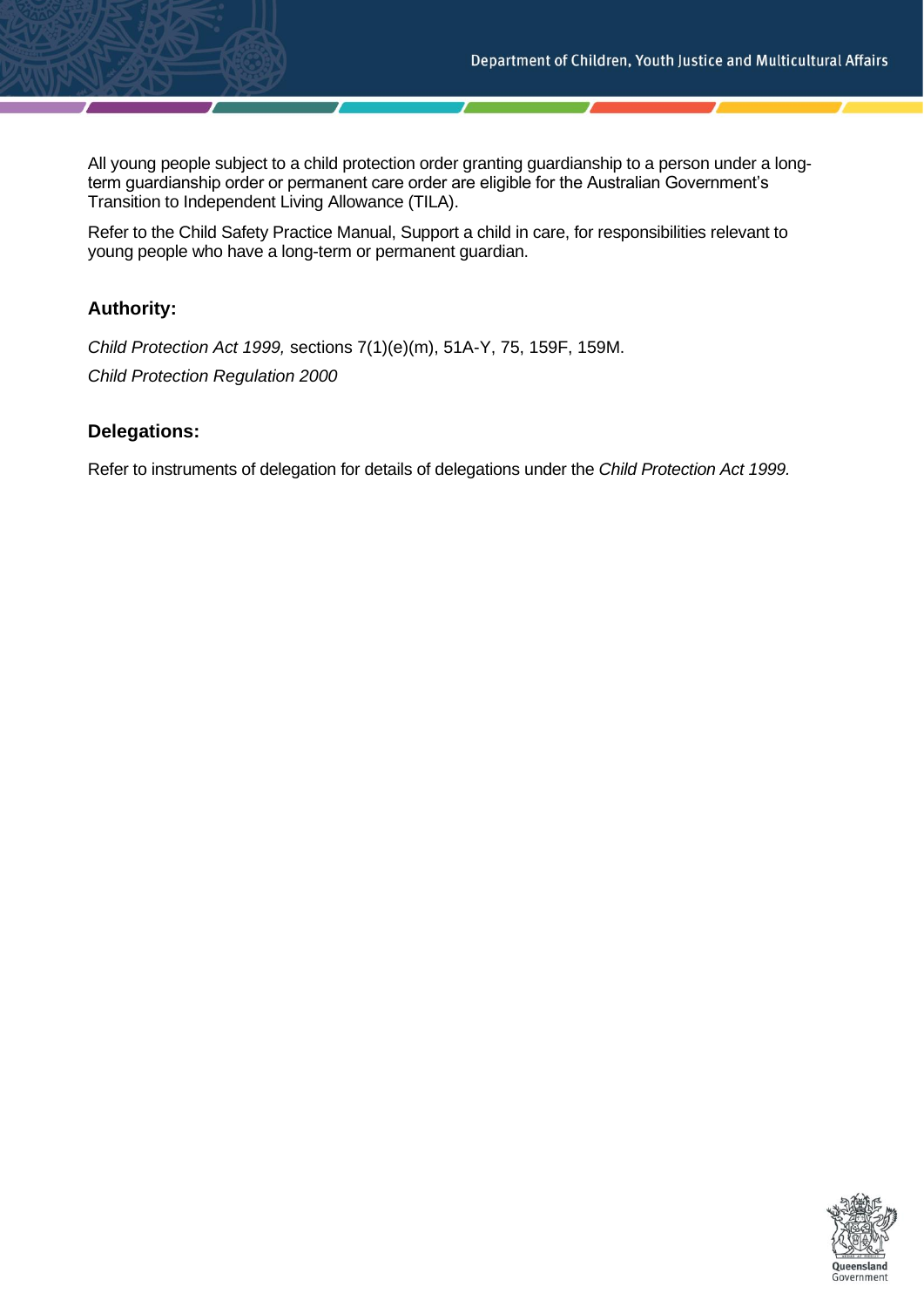All young people subject to a child protection order granting guardianship to a person under a long-term guardianship order or permanent care order are eligible for the Australian Government's Transition to Independent Living Allowance (TILA).

Refer to the Child Safety Practice Manual, Support a child in care, for responsibilities relevant to young people who have a long-term or permanent guardian.

## Authority:

*Child Protection Act 1999,* sections 7(1)(e)(m), 51A-Y, 75, 159F, 159M.

*Child Protection Regulation 2000*

## Delegations:

Refer to instruments of delegation for details of delegations under the *Child Protection Act 1999.*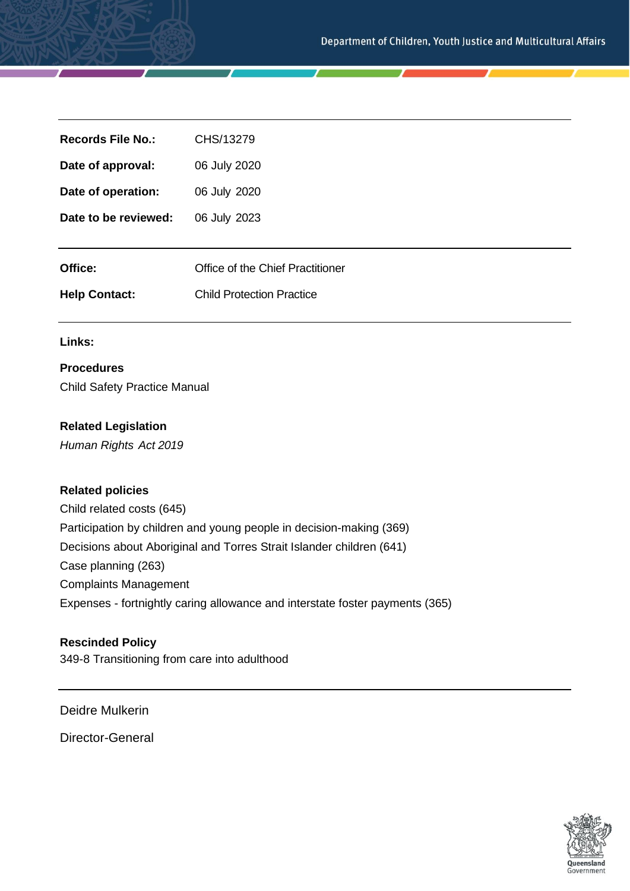| | |
|---|---|
| **Records File No.:** | CHS/13279 |
| **Date of approval:** | 06 July 2020 |
| **Date of operation:** | 06 July 2020 |
| **Date to be reviewed:** | 06 July 2023 |

| | |
|---|---|
| **Office:** | Office of the Chief Practitioner |
| **Help Contact:** | Child Protection Practice |

**Links:**

**Procedures**

Child Safety Practice Manual

**Related Legislation**

*Human Rights Act 2019*

**Related policies**

Child related costs (645)

Participation by children and young people in decision-making (369)

Decisions about Aboriginal and Torres Strait Islander children (641)

Case planning (263)

Complaints Management

Expenses - fortnightly caring allowance and interstate foster payments (365)

**Rescinded Policy**

349-8 Transitioning from care into adulthood

Deidre Mulkerin

Director-General